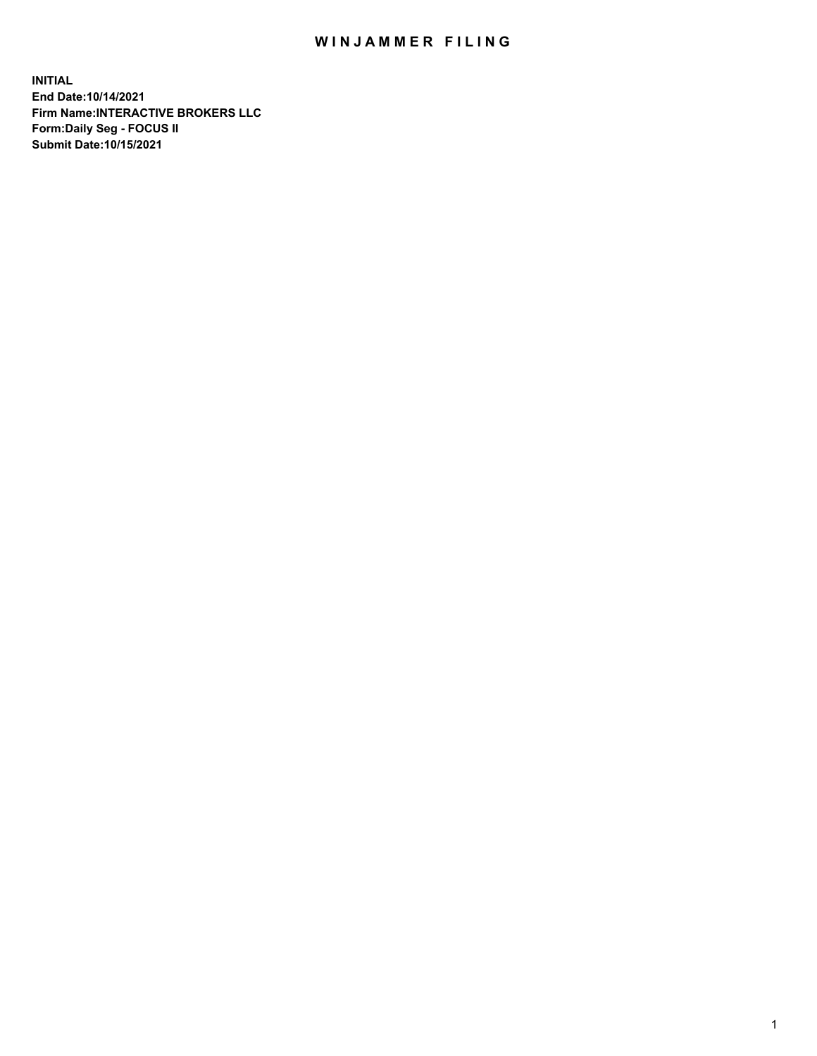# WINJAMMER FILING

**INITIAL**
**End Date:10/14/2021**
**Firm Name:INTERACTIVE BROKERS LLC**
**Form:Daily Seg - FOCUS II**
**Submit Date:10/15/2021**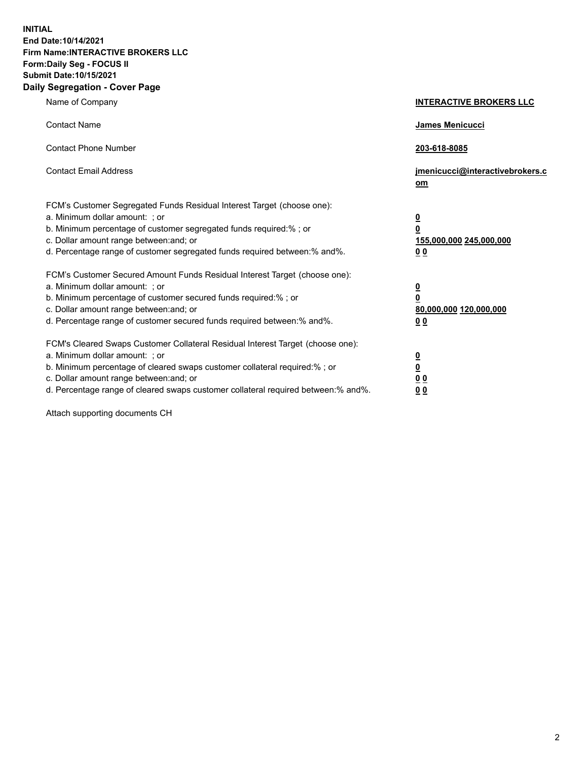**INITIAL**
**End Date:10/14/2021**
**Firm Name:INTERACTIVE BROKERS LLC**
**Form:Daily Seg - FOCUS II**
**Submit Date:10/15/2021**

## Daily Segregation - Cover Page

| | |
|---|---|
| Name of Company | **INTERACTIVE BROKERS LLC** |
| Contact Name | **James Menicucci** |
| Contact Phone Number | **203-618-8085** |
| Contact Email Address | **jmenicucci@interactivebrokers.com** |

FCM's Customer Segregated Funds Residual Interest Target (choose one):

| | |
|---|---|
| a. Minimum dollar amount: ; or | **0** |
| b. Minimum percentage of customer segregated funds required:% ; or | **0** |
| c. Dollar amount range between:and; or | **155,000,000 245,000,000** |
| d. Percentage range of customer segregated funds required between:% and%. | **0 0** |

FCM's Customer Secured Amount Funds Residual Interest Target (choose one):

| | |
|---|---|
| a. Minimum dollar amount: ; or | **0** |
| b. Minimum percentage of customer secured funds required:% ; or | **0** |
| c. Dollar amount range between:and; or | **80,000,000 120,000,000** |
| d. Percentage range of customer secured funds required between:% and%. | **0 0** |

FCM's Cleared Swaps Customer Collateral Residual Interest Target (choose one):

| | |
|---|---|
| a. Minimum dollar amount: ; or | **0** |
| b. Minimum percentage of cleared swaps customer collateral required:% ; or | **0** |
| c. Dollar amount range between:and; or | **0 0** |
| d. Percentage range of cleared swaps customer collateral required between:% and%. | **0 0** |

Attach supporting documents CH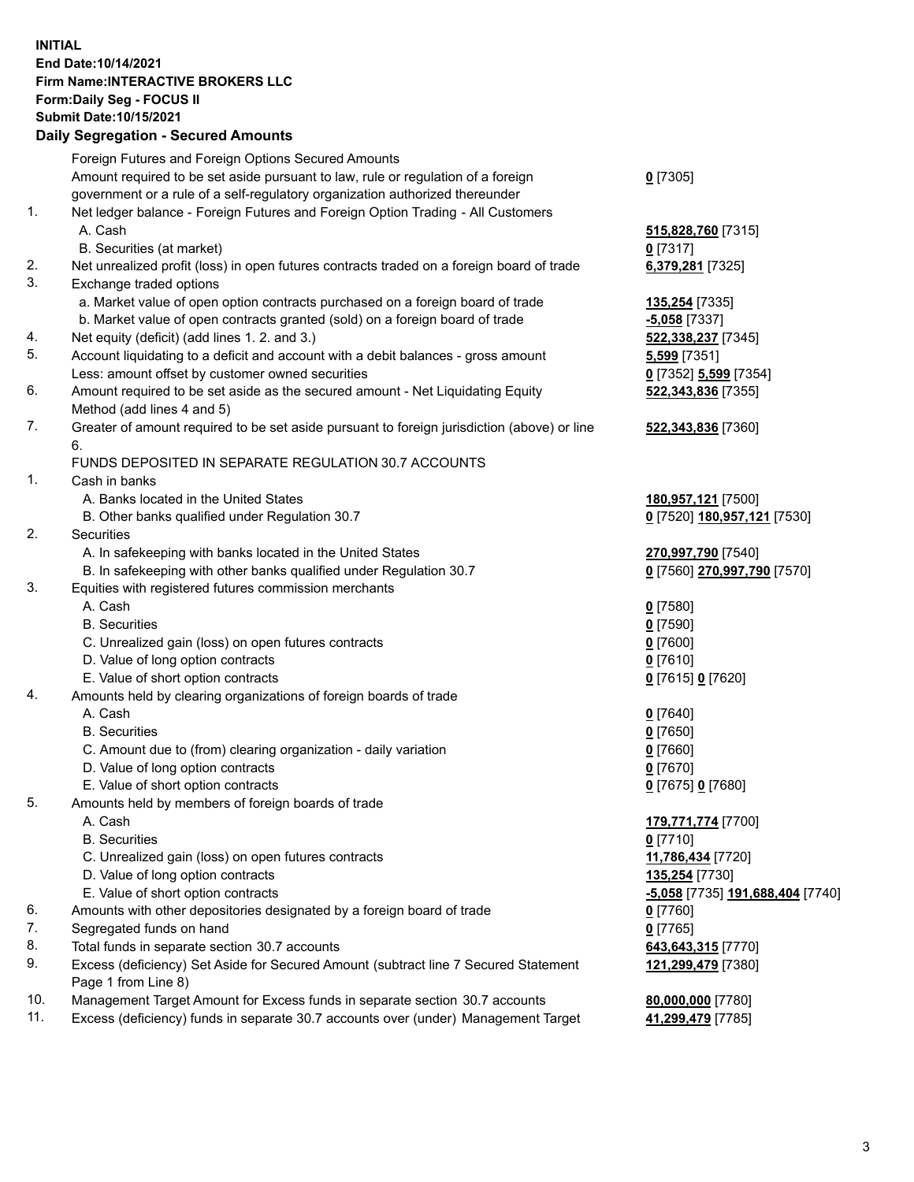**INITIAL**
**End Date:10/14/2021**
**Firm Name:INTERACTIVE BROKERS LLC**
**Form:Daily Seg - FOCUS II**
**Submit Date:10/15/2021**

## Daily Segregation - Secured Amounts

| | | |
|---|---|---|
| | Foreign Futures and Foreign Options Secured Amounts | |
| | Amount required to be set aside pursuant to law, rule or regulation of a foreign government or a rule of a self-regulatory organization authorized thereunder | **0** [7305] |
| 1. | Net ledger balance - Foreign Futures and Foreign Option Trading - All Customers | |
| | A. Cash | **515,828,760** [7315] |
| | B. Securities (at market) | **0** [7317] |
| 2. | Net unrealized profit (loss) in open futures contracts traded on a foreign board of trade | **6,379,281** [7325] |
| 3. | Exchange traded options | |
| | a. Market value of open option contracts purchased on a foreign board of trade | **135,254** [7335] |
| | b. Market value of open contracts granted (sold) on a foreign board of trade | **-5,058** [7337] |
| 4. | Net equity (deficit) (add lines 1. 2. and 3.) | **522,338,237** [7345] |
| 5. | Account liquidating to a deficit and account with a debit balances - gross amount | **5,599** [7351] |
| | Less: amount offset by customer owned securities | **0** [7352] **5,599** [7354] |
| 6. | Amount required to be set aside as the secured amount - Net Liquidating Equity Method (add lines 4 and 5) | **522,343,836** [7355] |
| 7. | Greater of amount required to be set aside pursuant to foreign jurisdiction (above) or line 6. | **522,343,836** [7360] |
| | FUNDS DEPOSITED IN SEPARATE REGULATION 30.7 ACCOUNTS | |
| 1. | Cash in banks | |
| | A. Banks located in the United States | **180,957,121** [7500] |
| | B. Other banks qualified under Regulation 30.7 | **0** [7520] **180,957,121** [7530] |
| 2. | Securities | |
| | A. In safekeeping with banks located in the United States | **270,997,790** [7540] |
| | B. In safekeeping with other banks qualified under Regulation 30.7 | **0** [7560] **270,997,790** [7570] |
| 3. | Equities with registered futures commission merchants | |
| | A. Cash | **0** [7580] |
| | B. Securities | **0** [7590] |
| | C. Unrealized gain (loss) on open futures contracts | **0** [7600] |
| | D. Value of long option contracts | **0** [7610] |
| | E. Value of short option contracts | **0** [7615] **0** [7620] |
| 4. | Amounts held by clearing organizations of foreign boards of trade | |
| | A. Cash | **0** [7640] |
| | B. Securities | **0** [7650] |
| | C. Amount due to (from) clearing organization - daily variation | **0** [7660] |
| | D. Value of long option contracts | **0** [7670] |
| | E. Value of short option contracts | **0** [7675] **0** [7680] |
| 5. | Amounts held by members of foreign boards of trade | |
| | A. Cash | **179,771,774** [7700] |
| | B. Securities | **0** [7710] |
| | C. Unrealized gain (loss) on open futures contracts | **11,786,434** [7720] |
| | D. Value of long option contracts | **135,254** [7730] |
| | E. Value of short option contracts | **-5,058** [7735] **191,688,404** [7740] |
| 6. | Amounts with other depositories designated by a foreign board of trade | **0** [7760] |
| 7. | Segregated funds on hand | **0** [7765] |
| 8. | Total funds in separate section 30.7 accounts | **643,643,315** [7770] |
| 9. | Excess (deficiency) Set Aside for Secured Amount (subtract line 7 Secured Statement Page 1 from Line 8) | **121,299,479** [7380] |
| 10. | Management Target Amount for Excess funds in separate section 30.7 accounts | **80,000,000** [7780] |
| 11. | Excess (deficiency) funds in separate 30.7 accounts over (under) Management Target | **41,299,479** [7785] |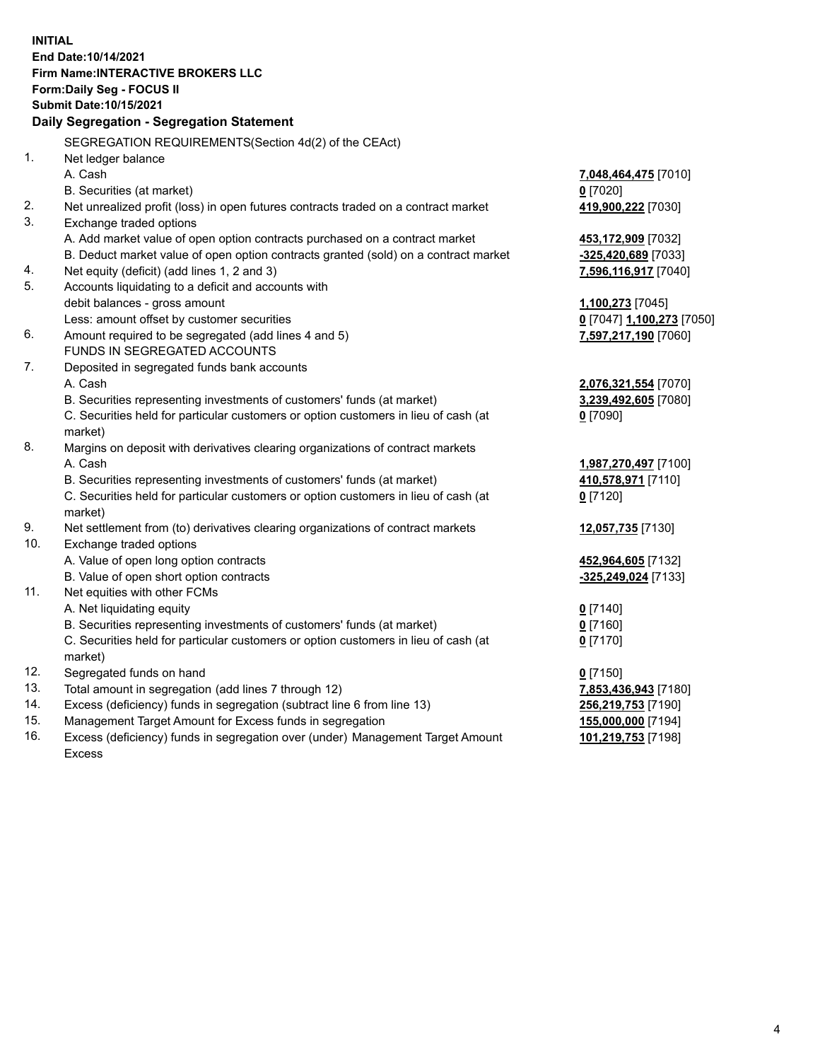**INITIAL**
**End Date:10/14/2021**
**Firm Name:INTERACTIVE BROKERS LLC**
**Form:Daily Seg - FOCUS II**
**Submit Date:10/15/2021**

## Daily Segregation - Segregation Statement

SEGREGATION REQUIREMENTS(Section 4d(2) of the CEAct)

| | | |
|---|---|---|
| 1. | Net ledger balance | |
| | A. Cash | **7,048,464,475** [7010] |
| | B. Securities (at market) | **0** [7020] |
| 2. | Net unrealized profit (loss) in open futures contracts traded on a contract market | **419,900,222** [7030] |
| 3. | Exchange traded options | |
| | A. Add market value of open option contracts purchased on a contract market | **453,172,909** [7032] |
| | B. Deduct market value of open option contracts granted (sold) on a contract market | **-325,420,689** [7033] |
| 4. | Net equity (deficit) (add lines 1, 2 and 3) | **7,596,116,917** [7040] |
| 5. | Accounts liquidating to a deficit and accounts with debit balances - gross amount | **1,100,273** [7045] |
| | Less: amount offset by customer securities | **0** [7047] **1,100,273** [7050] |
| 6. | Amount required to be segregated (add lines 4 and 5) | **7,597,217,190** [7060] |
| | FUNDS IN SEGREGATED ACCOUNTS | |
| 7. | Deposited in segregated funds bank accounts | |
| | A. Cash | **2,076,321,554** [7070] |
| | B. Securities representing investments of customers' funds (at market) | **3,239,492,605** [7080] |
| | C. Securities held for particular customers or option customers in lieu of cash (at market) | **0** [7090] |
| 8. | Margins on deposit with derivatives clearing organizations of contract markets | |
| | A. Cash | **1,987,270,497** [7100] |
| | B. Securities representing investments of customers' funds (at market) | **410,578,971** [7110] |
| | C. Securities held for particular customers or option customers in lieu of cash (at market) | **0** [7120] |
| 9. | Net settlement from (to) derivatives clearing organizations of contract markets | **12,057,735** [7130] |
| 10. | Exchange traded options | |
| | A. Value of open long option contracts | **452,964,605** [7132] |
| | B. Value of open short option contracts | **-325,249,024** [7133] |
| 11. | Net equities with other FCMs | |
| | A. Net liquidating equity | **0** [7140] |
| | B. Securities representing investments of customers' funds (at market) | **0** [7160] |
| | C. Securities held for particular customers or option customers in lieu of cash (at market) | **0** [7170] |
| 12. | Segregated funds on hand | **0** [7150] |
| 13. | Total amount in segregation (add lines 7 through 12) | **7,853,436,943** [7180] |
| 14. | Excess (deficiency) funds in segregation (subtract line 6 from line 13) | **256,219,753** [7190] |
| 15. | Management Target Amount for Excess funds in segregation | **155,000,000** [7194] |
| 16. | Excess (deficiency) funds in segregation over (under) Management Target Amount Excess | **101,219,753** [7198] |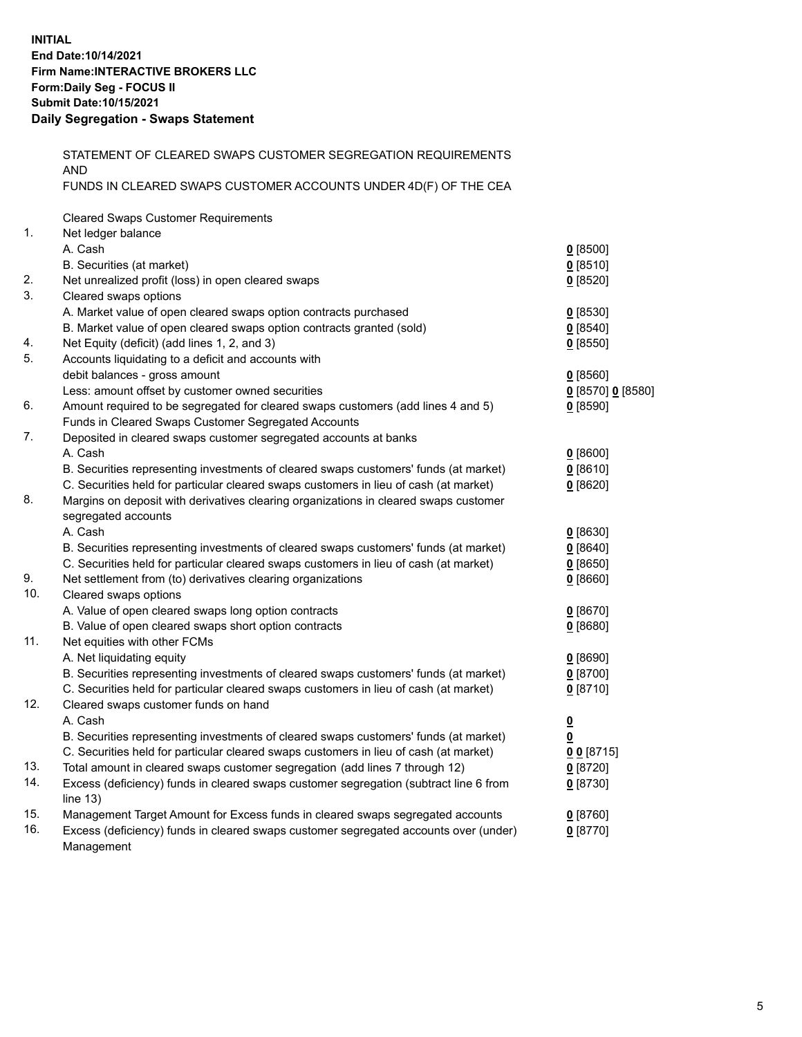**INITIAL**
**End Date:10/14/2021**
**Firm Name:INTERACTIVE BROKERS LLC**
**Form:Daily Seg - FOCUS II**
**Submit Date:10/15/2021**
**Daily Segregation - Swaps Statement**

STATEMENT OF CLEARED SWAPS CUSTOMER SEGREGATION REQUIREMENTS AND FUNDS IN CLEARED SWAPS CUSTOMER ACCOUNTS UNDER 4D(F) OF THE CEA

| | | |
|---|---|---|
| | Cleared Swaps Customer Requirements | |
| 1. | Net ledger balance | |
| | A. Cash | 0 [8500] |
| | B. Securities (at market) | 0 [8510] |
| 2. | Net unrealized profit (loss) in open cleared swaps | 0 [8520] |
| 3. | Cleared swaps options | |
| | A. Market value of open cleared swaps option contracts purchased | 0 [8530] |
| | B. Market value of open cleared swaps option contracts granted (sold) | 0 [8540] |
| 4. | Net Equity (deficit) (add lines 1, 2, and 3) | 0 [8550] |
| 5. | Accounts liquidating to a deficit and accounts with debit balances - gross amount | 0 [8560] |
| | Less: amount offset by customer owned securities | 0 [8570] 0 [8580] |
| 6. | Amount required to be segregated for cleared swaps customers (add lines 4 and 5) | 0 [8590] |
| | Funds in Cleared Swaps Customer Segregated Accounts | |
| 7. | Deposited in cleared swaps customer segregated accounts at banks | |
| | A. Cash | 0 [8600] |
| | B. Securities representing investments of cleared swaps customers' funds (at market) | 0 [8610] |
| | C. Securities held for particular cleared swaps customers in lieu of cash (at market) | 0 [8620] |
| 8. | Margins on deposit with derivatives clearing organizations in cleared swaps customer segregated accounts | |
| | A. Cash | 0 [8630] |
| | B. Securities representing investments of cleared swaps customers' funds (at market) | 0 [8640] |
| | C. Securities held for particular cleared swaps customers in lieu of cash (at market) | 0 [8650] |
| 9. | Net settlement from (to) derivatives clearing organizations | 0 [8660] |
| 10. | Cleared swaps options | |
| | A. Value of open cleared swaps long option contracts | 0 [8670] |
| | B. Value of open cleared swaps short option contracts | 0 [8680] |
| 11. | Net equities with other FCMs | |
| | A. Net liquidating equity | 0 [8690] |
| | B. Securities representing investments of cleared swaps customers' funds (at market) | 0 [8700] |
| | C. Securities held for particular cleared swaps customers in lieu of cash (at market) | 0 [8710] |
| 12. | Cleared swaps customer funds on hand | |
| | A. Cash | 0 |
| | B. Securities representing investments of cleared swaps customers' funds (at market) | 0 |
| | C. Securities held for particular cleared swaps customers in lieu of cash (at market) | 0 0 [8715] |
| 13. | Total amount in cleared swaps customer segregation (add lines 7 through 12) | 0 [8720] |
| 14. | Excess (deficiency) funds in cleared swaps customer segregation (subtract line 6 from line 13) | 0 [8730] |
| 15. | Management Target Amount for Excess funds in cleared swaps segregated accounts | 0 [8760] |
| 16. | Excess (deficiency) funds in cleared swaps customer segregated accounts over (under) Management | 0 [8770] |